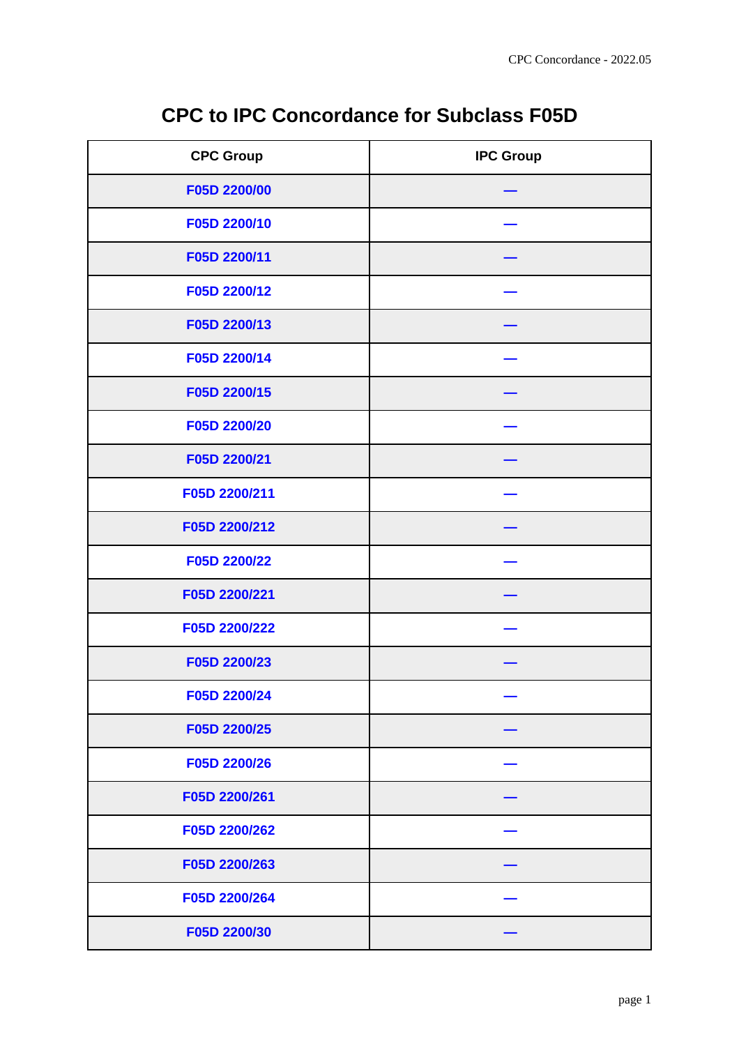# CPC to IPC Concordance for Subclass F05D

| CPC Group | IPC Group |
| --- | --- |
| F05D 2200/00 | — |
| F05D 2200/10 | — |
| F05D 2200/11 | — |
| F05D 2200/12 | — |
| F05D 2200/13 | — |
| F05D 2200/14 | — |
| F05D 2200/15 | — |
| F05D 2200/20 | — |
| F05D 2200/21 | — |
| F05D 2200/211 | — |
| F05D 2200/212 | — |
| F05D 2200/22 | — |
| F05D 2200/221 | — |
| F05D 2200/222 | — |
| F05D 2200/23 | — |
| F05D 2200/24 | — |
| F05D 2200/25 | — |
| F05D 2200/26 | — |
| F05D 2200/261 | — |
| F05D 2200/262 | — |
| F05D 2200/263 | — |
| F05D 2200/264 | — |
| F05D 2200/30 | — |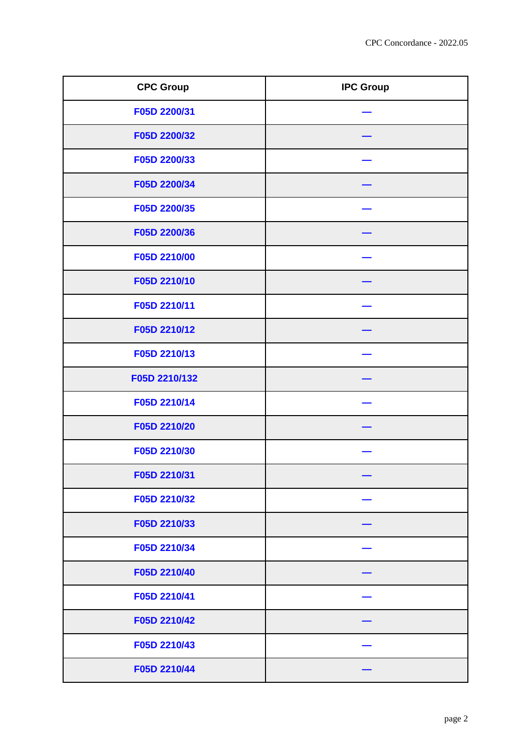| CPC Group | IPC Group |
|---|---|
| F05D 2200/31 | — |
| F05D 2200/32 | — |
| F05D 2200/33 | — |
| F05D 2200/34 | — |
| F05D 2200/35 | — |
| F05D 2200/36 | — |
| F05D 2210/00 | — |
| F05D 2210/10 | — |
| F05D 2210/11 | — |
| F05D 2210/12 | — |
| F05D 2210/13 | — |
| F05D 2210/132 | — |
| F05D 2210/14 | — |
| F05D 2210/20 | — |
| F05D 2210/30 | — |
| F05D 2210/31 | — |
| F05D 2210/32 | — |
| F05D 2210/33 | — |
| F05D 2210/34 | — |
| F05D 2210/40 | — |
| F05D 2210/41 | — |
| F05D 2210/42 | — |
| F05D 2210/43 | — |
| F05D 2210/44 | — |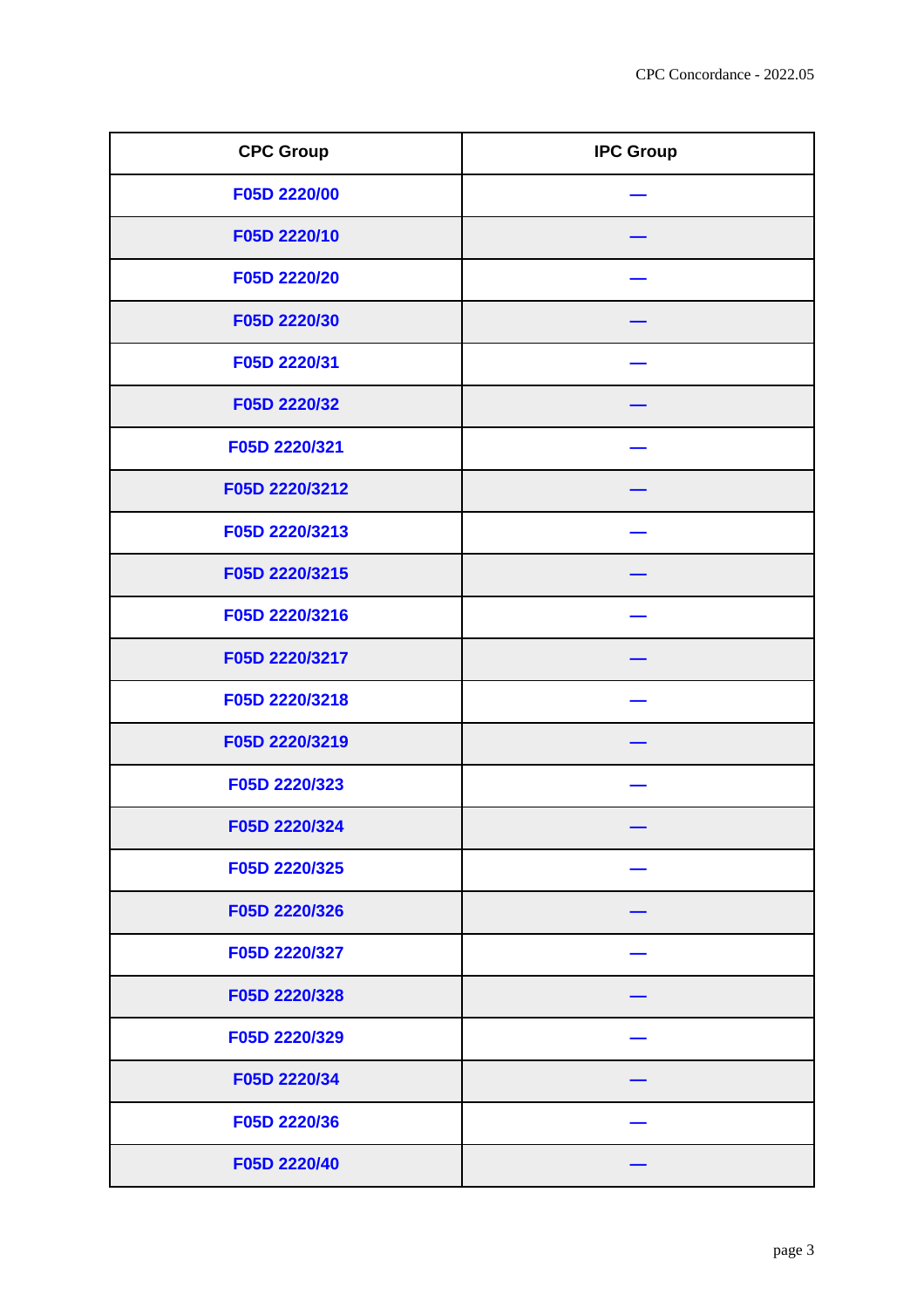| CPC Group | IPC Group |
| --- | --- |
| F05D 2220/00 | — |
| F05D 2220/10 | — |
| F05D 2220/20 | — |
| F05D 2220/30 | — |
| F05D 2220/31 | — |
| F05D 2220/32 | — |
| F05D 2220/321 | — |
| F05D 2220/3212 | — |
| F05D 2220/3213 | — |
| F05D 2220/3215 | — |
| F05D 2220/3216 | — |
| F05D 2220/3217 | — |
| F05D 2220/3218 | — |
| F05D 2220/3219 | — |
| F05D 2220/323 | — |
| F05D 2220/324 | — |
| F05D 2220/325 | — |
| F05D 2220/326 | — |
| F05D 2220/327 | — |
| F05D 2220/328 | — |
| F05D 2220/329 | — |
| F05D 2220/34 | — |
| F05D 2220/36 | — |
| F05D 2220/40 | — |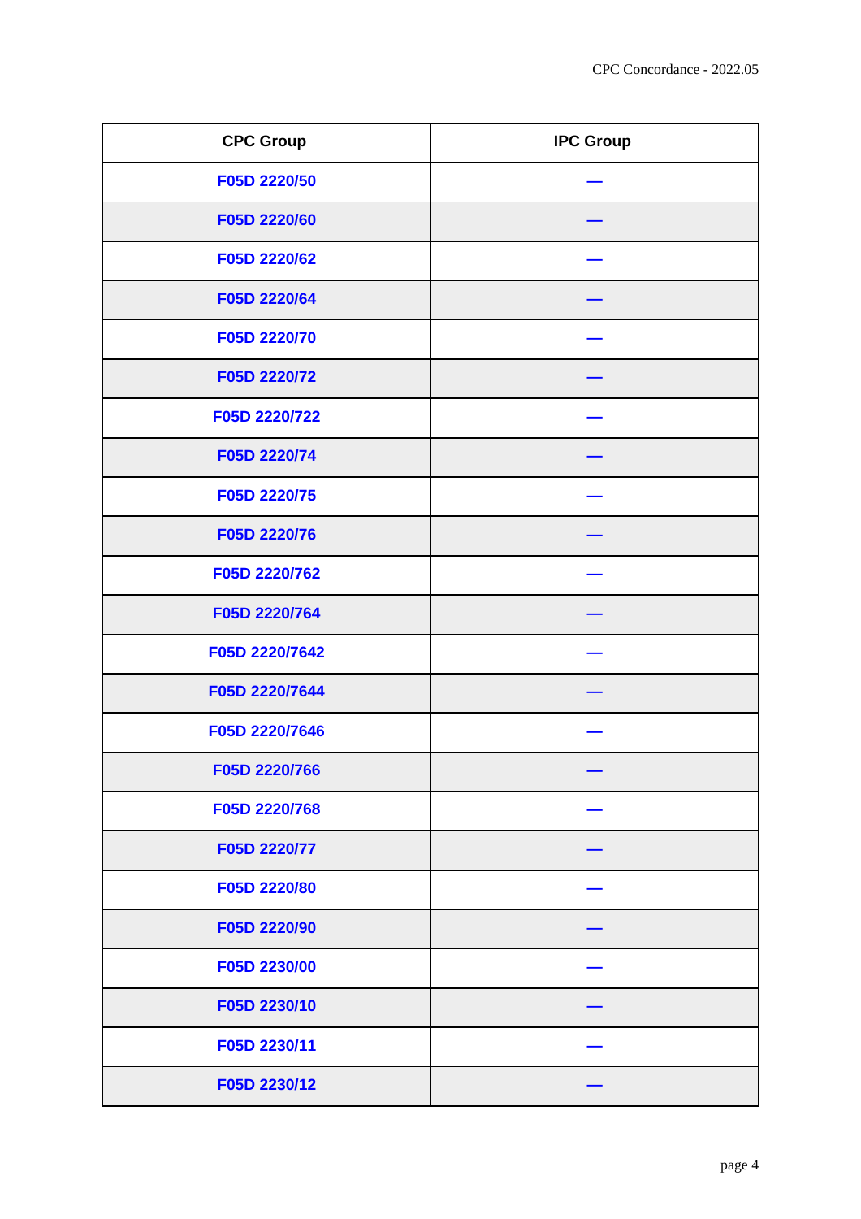| CPC Group | IPC Group |
|---|---|
| F05D 2220/50 | — |
| F05D 2220/60 | — |
| F05D 2220/62 | — |
| F05D 2220/64 | — |
| F05D 2220/70 | — |
| F05D 2220/72 | — |
| F05D 2220/722 | — |
| F05D 2220/74 | — |
| F05D 2220/75 | — |
| F05D 2220/76 | — |
| F05D 2220/762 | — |
| F05D 2220/764 | — |
| F05D 2220/7642 | — |
| F05D 2220/7644 | — |
| F05D 2220/7646 | — |
| F05D 2220/766 | — |
| F05D 2220/768 | — |
| F05D 2220/77 | — |
| F05D 2220/80 | — |
| F05D 2220/90 | — |
| F05D 2230/00 | — |
| F05D 2230/10 | — |
| F05D 2230/11 | — |
| F05D 2230/12 | — |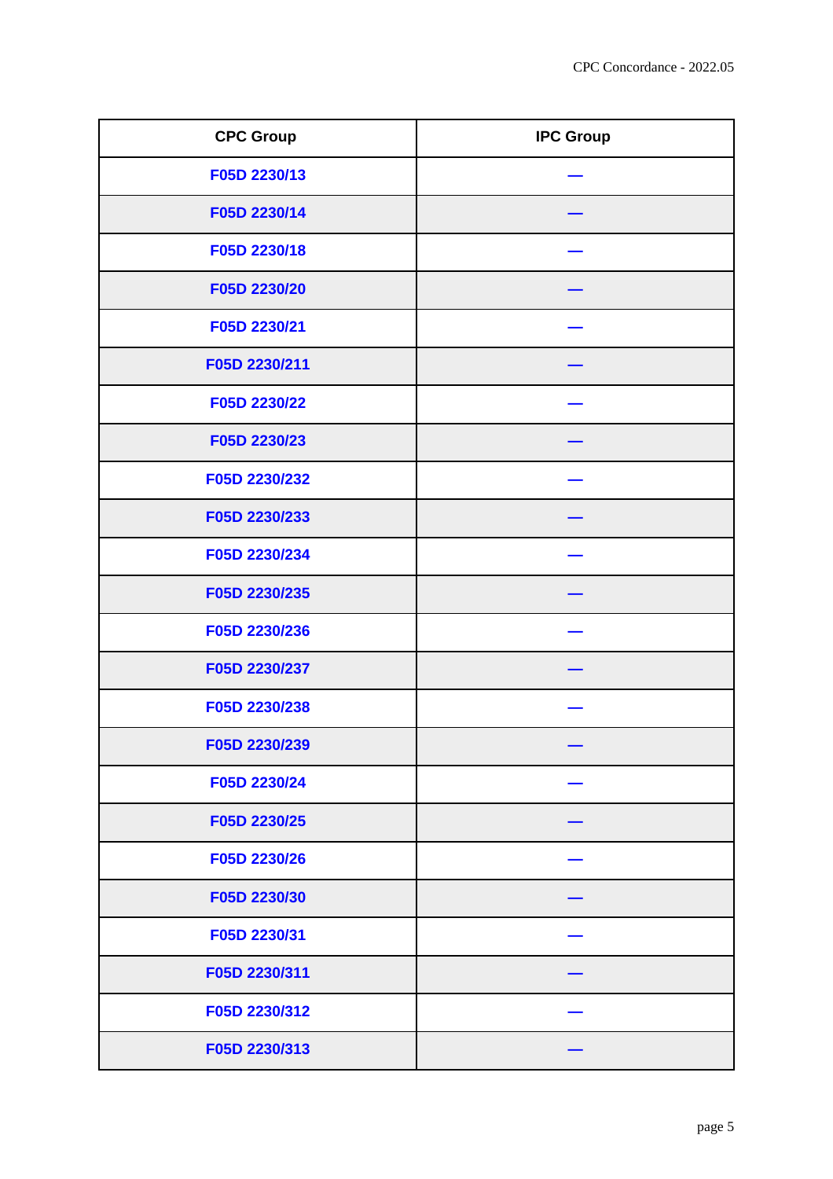| CPC Group | IPC Group |
|---|---|
| F05D 2230/13 | — |
| F05D 2230/14 | — |
| F05D 2230/18 | — |
| F05D 2230/20 | — |
| F05D 2230/21 | — |
| F05D 2230/211 | — |
| F05D 2230/22 | — |
| F05D 2230/23 | — |
| F05D 2230/232 | — |
| F05D 2230/233 | — |
| F05D 2230/234 | — |
| F05D 2230/235 | — |
| F05D 2230/236 | — |
| F05D 2230/237 | — |
| F05D 2230/238 | — |
| F05D 2230/239 | — |
| F05D 2230/24 | — |
| F05D 2230/25 | — |
| F05D 2230/26 | — |
| F05D 2230/30 | — |
| F05D 2230/31 | — |
| F05D 2230/311 | — |
| F05D 2230/312 | — |
| F05D 2230/313 | — |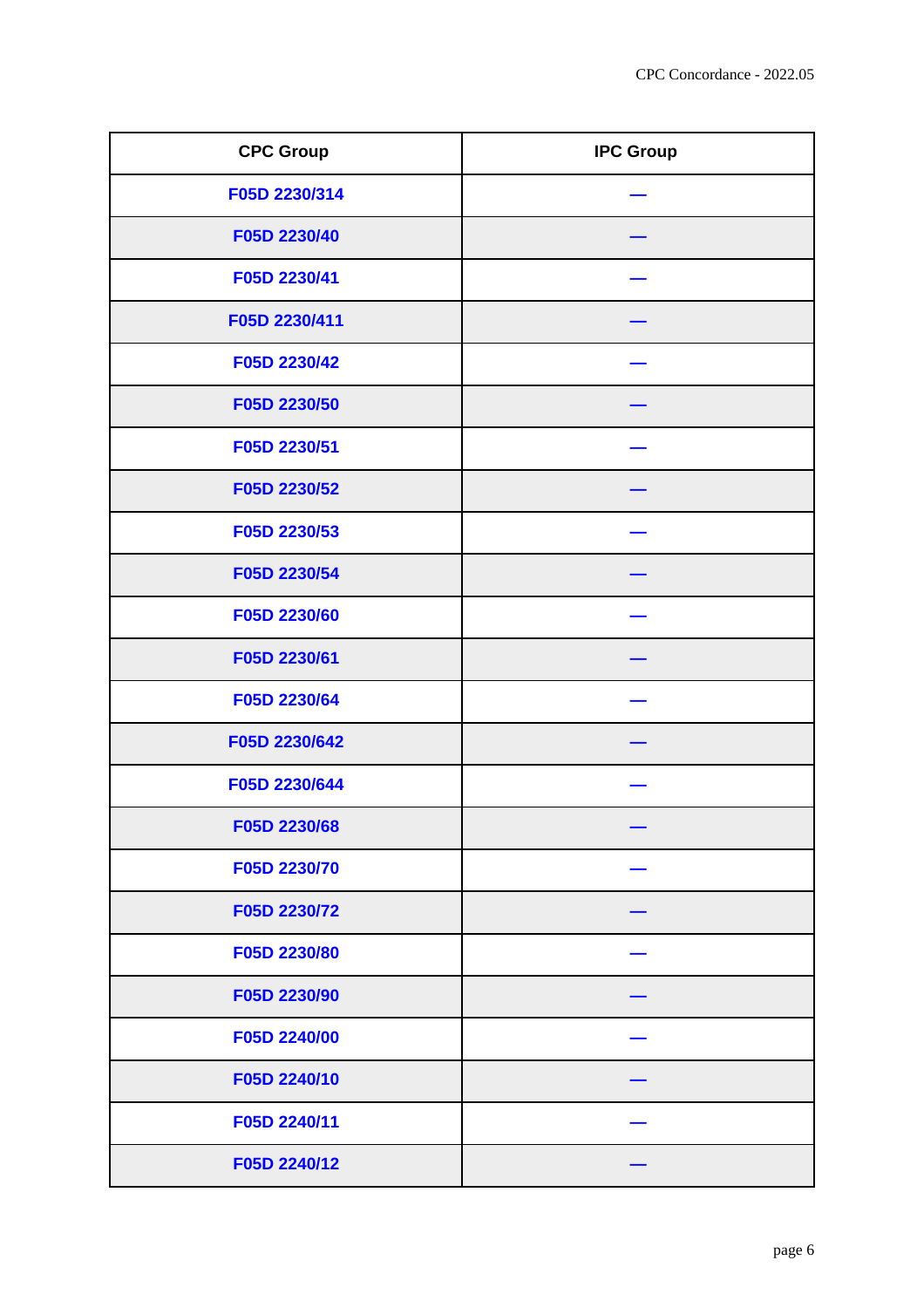| CPC Group | IPC Group |
| --- | --- |
| F05D 2230/314 | — |
| F05D 2230/40 | — |
| F05D 2230/41 | — |
| F05D 2230/411 | — |
| F05D 2230/42 | — |
| F05D 2230/50 | — |
| F05D 2230/51 | — |
| F05D 2230/52 | — |
| F05D 2230/53 | — |
| F05D 2230/54 | — |
| F05D 2230/60 | — |
| F05D 2230/61 | — |
| F05D 2230/64 | — |
| F05D 2230/642 | — |
| F05D 2230/644 | — |
| F05D 2230/68 | — |
| F05D 2230/70 | — |
| F05D 2230/72 | — |
| F05D 2230/80 | — |
| F05D 2230/90 | — |
| F05D 2240/00 | — |
| F05D 2240/10 | — |
| F05D 2240/11 | — |
| F05D 2240/12 | — |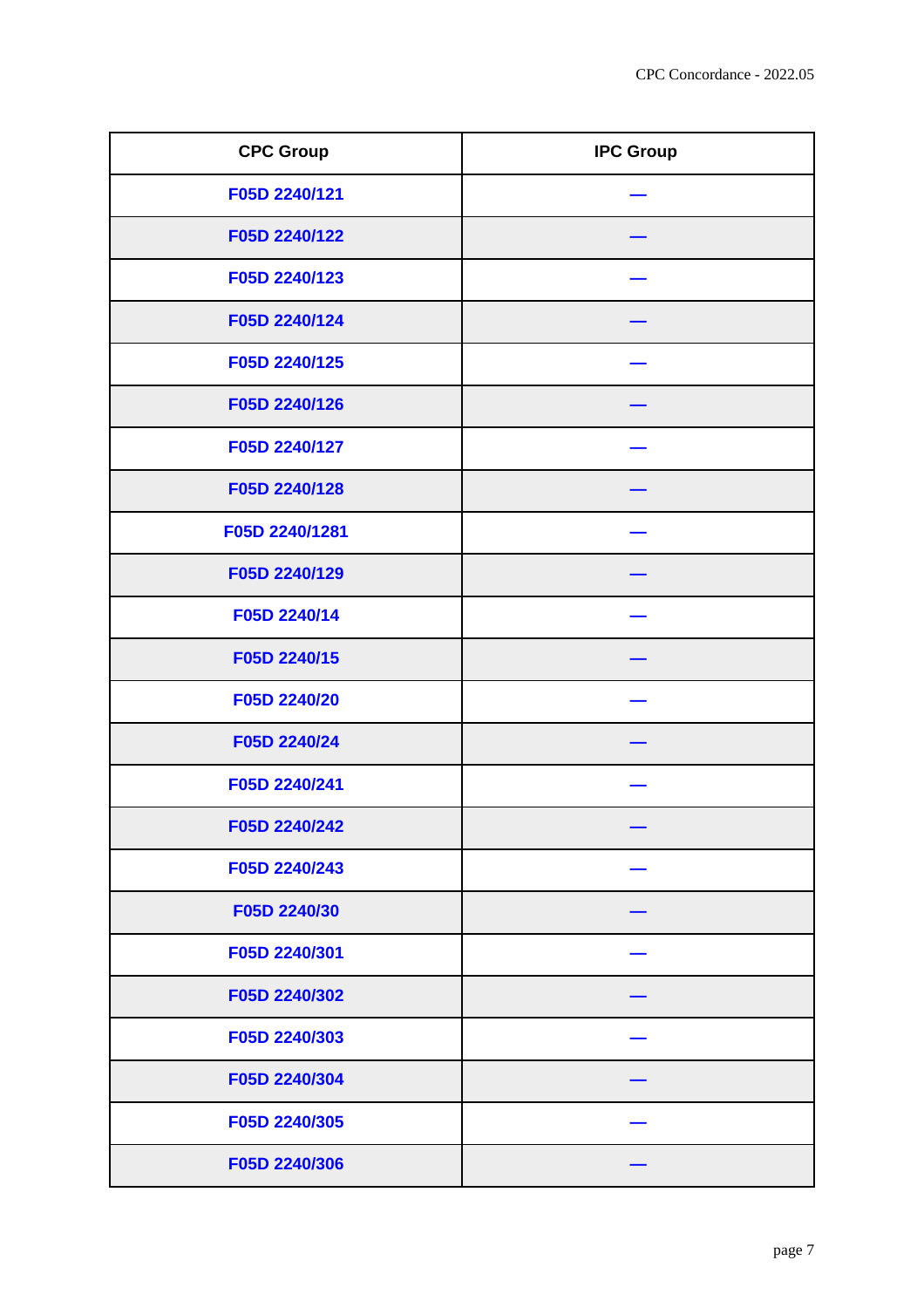| CPC Group | IPC Group |
| --- | --- |
| F05D 2240/121 | — |
| F05D 2240/122 | — |
| F05D 2240/123 | — |
| F05D 2240/124 | — |
| F05D 2240/125 | — |
| F05D 2240/126 | — |
| F05D 2240/127 | — |
| F05D 2240/128 | — |
| F05D 2240/1281 | — |
| F05D 2240/129 | — |
| F05D 2240/14 | — |
| F05D 2240/15 | — |
| F05D 2240/20 | — |
| F05D 2240/24 | — |
| F05D 2240/241 | — |
| F05D 2240/242 | — |
| F05D 2240/243 | — |
| F05D 2240/30 | — |
| F05D 2240/301 | — |
| F05D 2240/302 | — |
| F05D 2240/303 | — |
| F05D 2240/304 | — |
| F05D 2240/305 | — |
| F05D 2240/306 | — |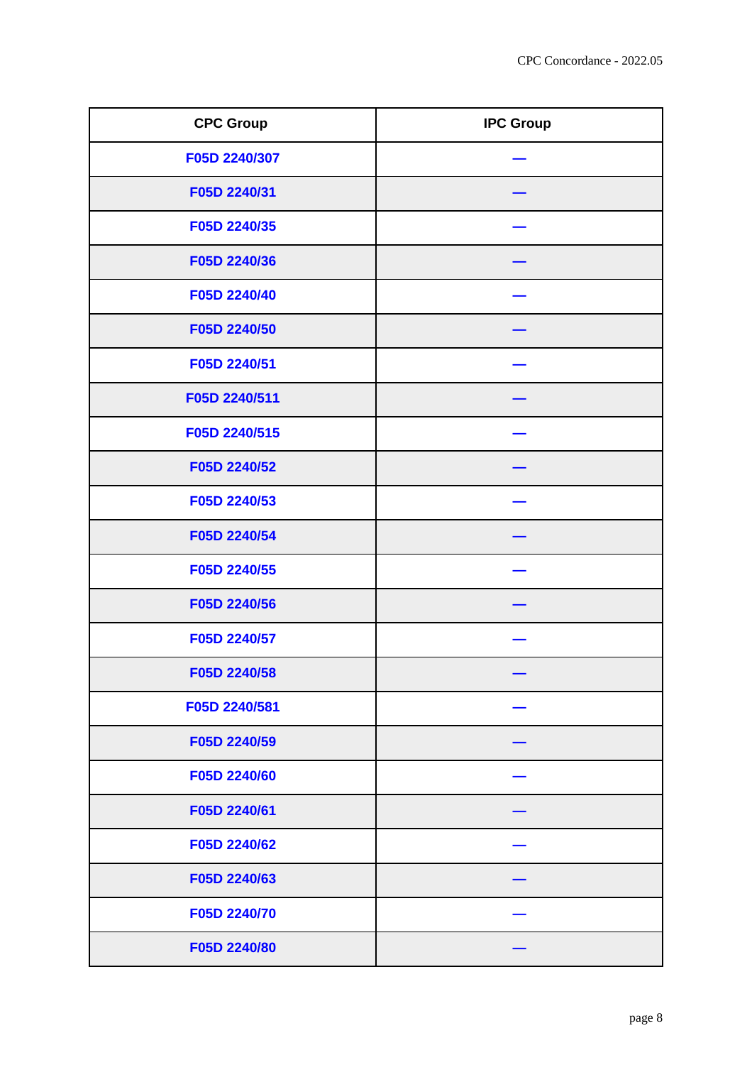| CPC Group | IPC Group |
| --- | --- |
| F05D 2240/307 | — |
| F05D 2240/31 | — |
| F05D 2240/35 | — |
| F05D 2240/36 | — |
| F05D 2240/40 | — |
| F05D 2240/50 | — |
| F05D 2240/51 | — |
| F05D 2240/511 | — |
| F05D 2240/515 | — |
| F05D 2240/52 | — |
| F05D 2240/53 | — |
| F05D 2240/54 | — |
| F05D 2240/55 | — |
| F05D 2240/56 | — |
| F05D 2240/57 | — |
| F05D 2240/58 | — |
| F05D 2240/581 | — |
| F05D 2240/59 | — |
| F05D 2240/60 | — |
| F05D 2240/61 | — |
| F05D 2240/62 | — |
| F05D 2240/63 | — |
| F05D 2240/70 | — |
| F05D 2240/80 | — |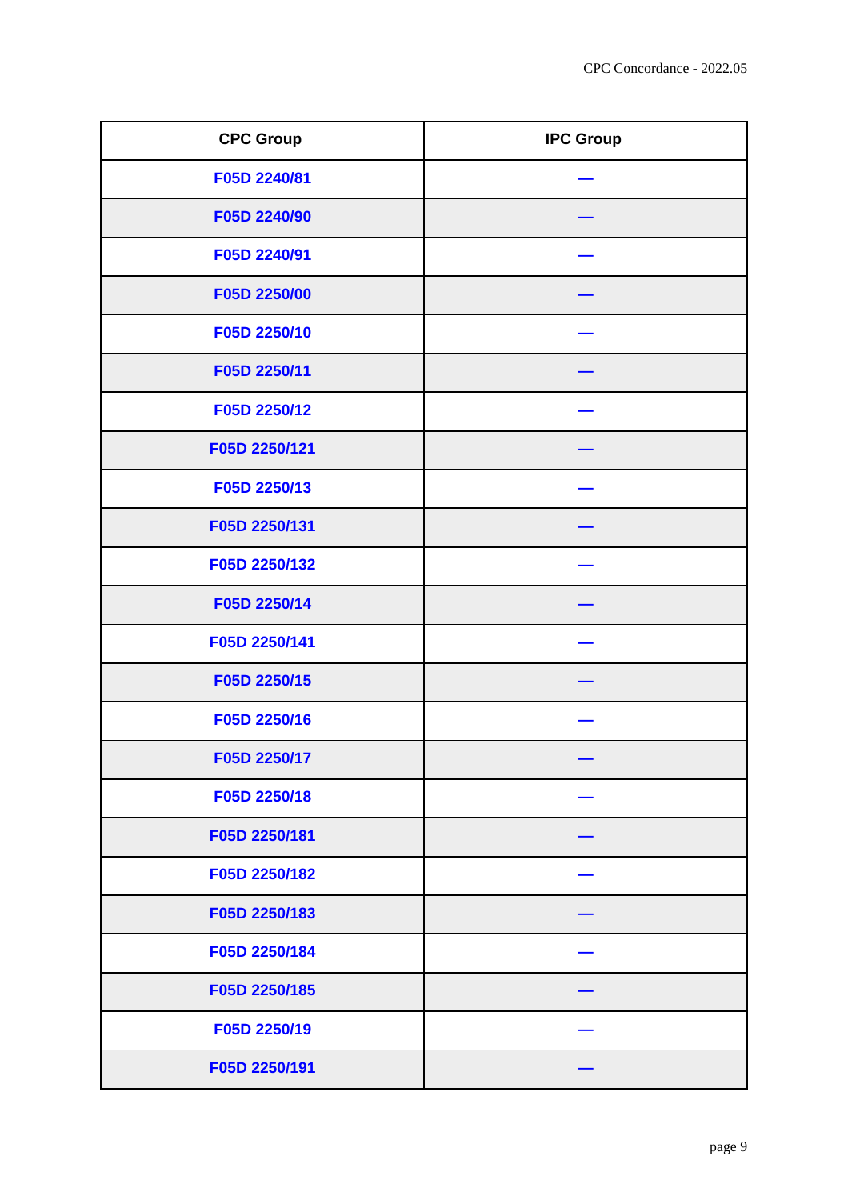| CPC Group | IPC Group |
| --- | --- |
| F05D 2240/81 | — |
| F05D 2240/90 | — |
| F05D 2240/91 | — |
| F05D 2250/00 | — |
| F05D 2250/10 | — |
| F05D 2250/11 | — |
| F05D 2250/12 | — |
| F05D 2250/121 | — |
| F05D 2250/13 | — |
| F05D 2250/131 | — |
| F05D 2250/132 | — |
| F05D 2250/14 | — |
| F05D 2250/141 | — |
| F05D 2250/15 | — |
| F05D 2250/16 | — |
| F05D 2250/17 | — |
| F05D 2250/18 | — |
| F05D 2250/181 | — |
| F05D 2250/182 | — |
| F05D 2250/183 | — |
| F05D 2250/184 | — |
| F05D 2250/185 | — |
| F05D 2250/19 | — |
| F05D 2250/191 | — |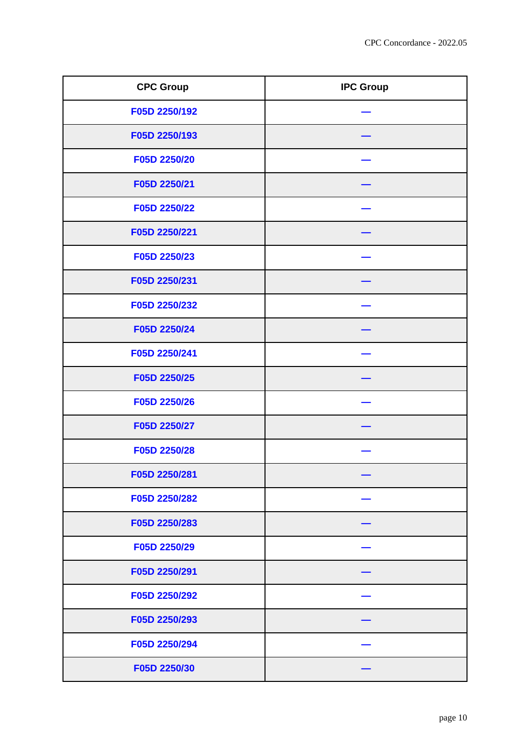| CPC Group | IPC Group |
| --- | --- |
| F05D 2250/192 | — |
| F05D 2250/193 | — |
| F05D 2250/20 | — |
| F05D 2250/21 | — |
| F05D 2250/22 | — |
| F05D 2250/221 | — |
| F05D 2250/23 | — |
| F05D 2250/231 | — |
| F05D 2250/232 | — |
| F05D 2250/24 | — |
| F05D 2250/241 | — |
| F05D 2250/25 | — |
| F05D 2250/26 | — |
| F05D 2250/27 | — |
| F05D 2250/28 | — |
| F05D 2250/281 | — |
| F05D 2250/282 | — |
| F05D 2250/283 | — |
| F05D 2250/29 | — |
| F05D 2250/291 | — |
| F05D 2250/292 | — |
| F05D 2250/293 | — |
| F05D 2250/294 | — |
| F05D 2250/30 | — |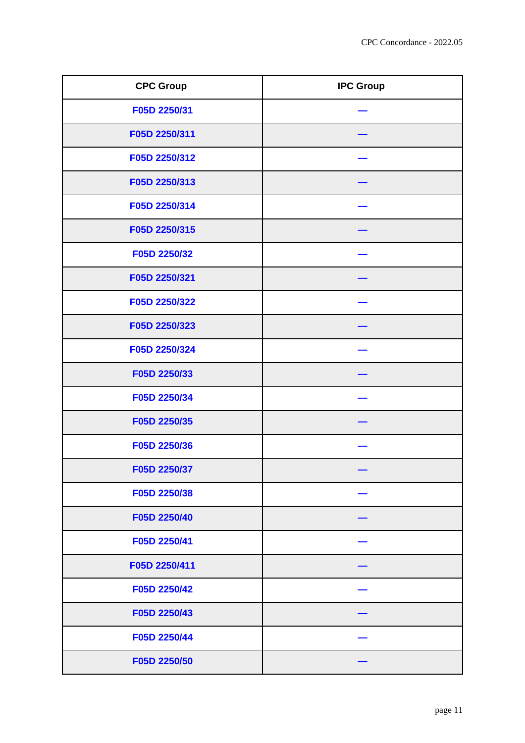| CPC Group | IPC Group |
|---|---|
| F05D 2250/31 | — |
| F05D 2250/311 | — |
| F05D 2250/312 | — |
| F05D 2250/313 | — |
| F05D 2250/314 | — |
| F05D 2250/315 | — |
| F05D 2250/32 | — |
| F05D 2250/321 | — |
| F05D 2250/322 | — |
| F05D 2250/323 | — |
| F05D 2250/324 | — |
| F05D 2250/33 | — |
| F05D 2250/34 | — |
| F05D 2250/35 | — |
| F05D 2250/36 | — |
| F05D 2250/37 | — |
| F05D 2250/38 | — |
| F05D 2250/40 | — |
| F05D 2250/41 | — |
| F05D 2250/411 | — |
| F05D 2250/42 | — |
| F05D 2250/43 | — |
| F05D 2250/44 | — |
| F05D 2250/50 | — |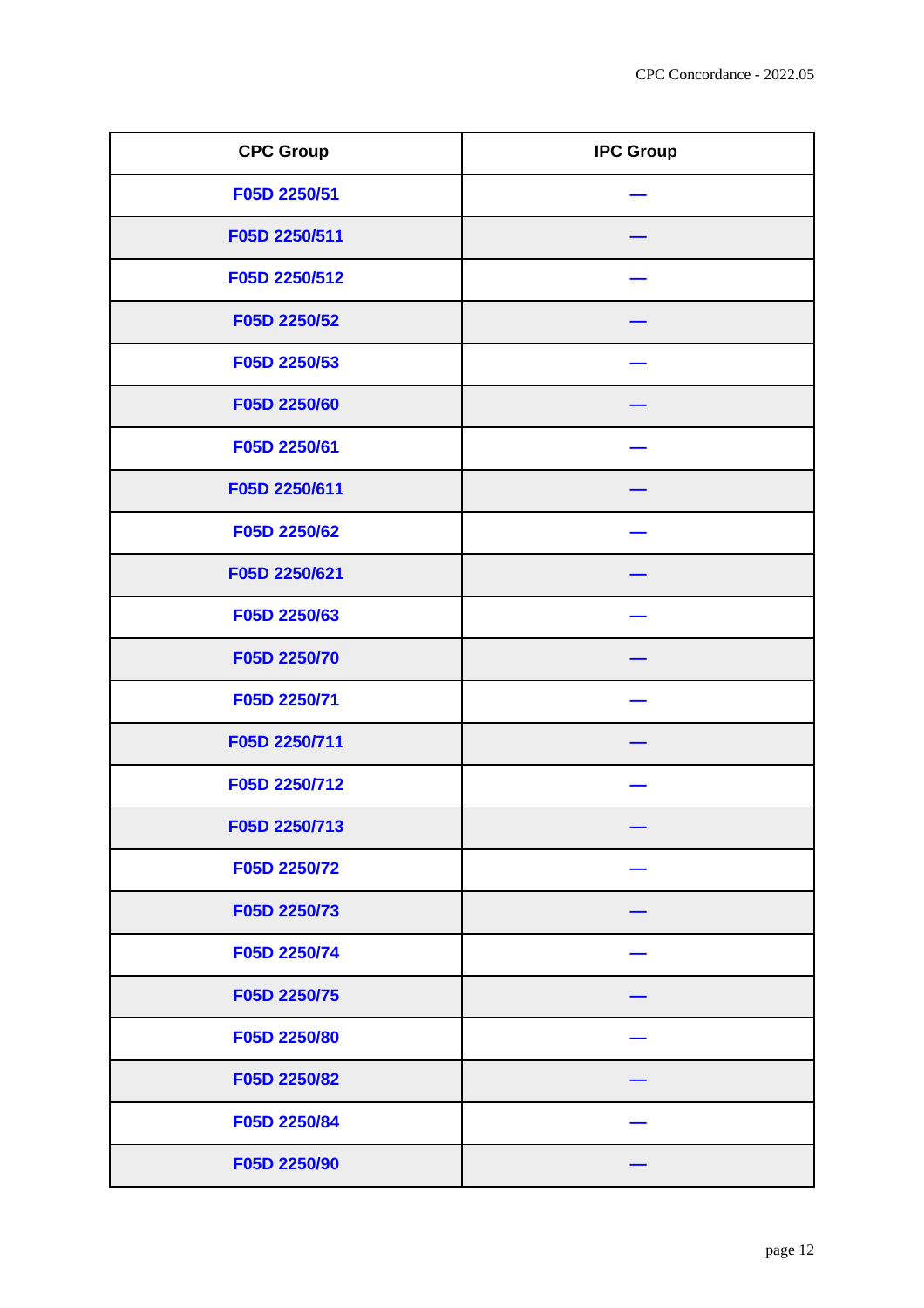| CPC Group | IPC Group |
| --- | --- |
| F05D 2250/51 | — |
| F05D 2250/511 | — |
| F05D 2250/512 | — |
| F05D 2250/52 | — |
| F05D 2250/53 | — |
| F05D 2250/60 | — |
| F05D 2250/61 | — |
| F05D 2250/611 | — |
| F05D 2250/62 | — |
| F05D 2250/621 | — |
| F05D 2250/63 | — |
| F05D 2250/70 | — |
| F05D 2250/71 | — |
| F05D 2250/711 | — |
| F05D 2250/712 | — |
| F05D 2250/713 | — |
| F05D 2250/72 | — |
| F05D 2250/73 | — |
| F05D 2250/74 | — |
| F05D 2250/75 | — |
| F05D 2250/80 | — |
| F05D 2250/82 | — |
| F05D 2250/84 | — |
| F05D 2250/90 | — |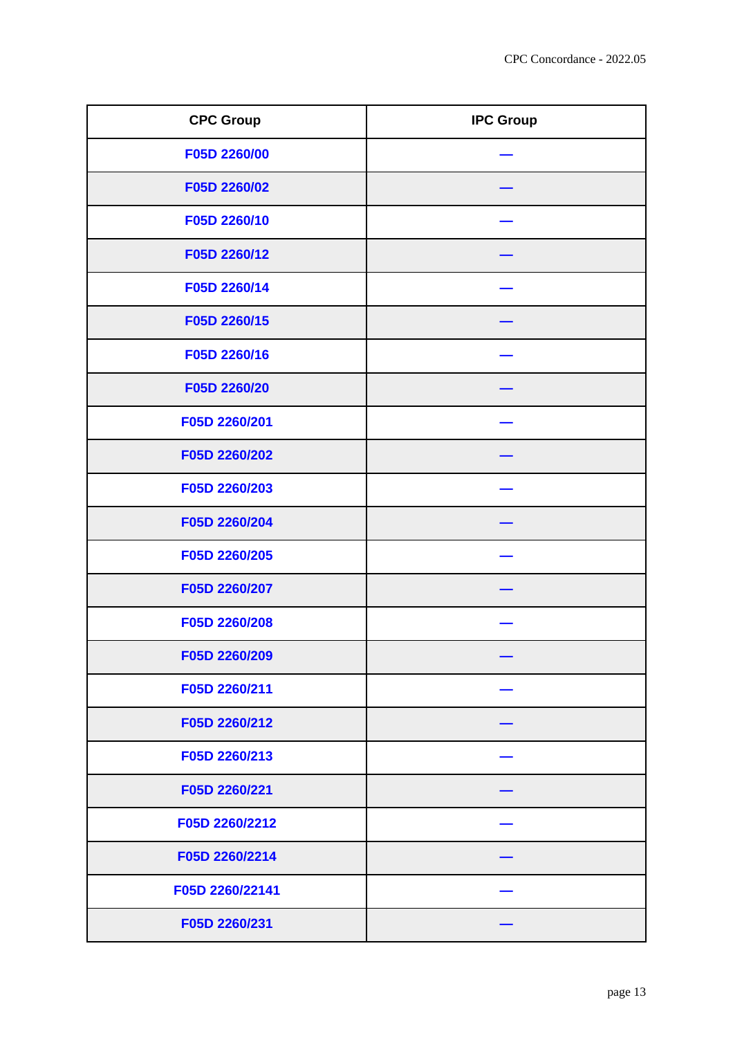| CPC Group | IPC Group |
| --- | --- |
| F05D 2260/00 | — |
| F05D 2260/02 | — |
| F05D 2260/10 | — |
| F05D 2260/12 | — |
| F05D 2260/14 | — |
| F05D 2260/15 | — |
| F05D 2260/16 | — |
| F05D 2260/20 | — |
| F05D 2260/201 | — |
| F05D 2260/202 | — |
| F05D 2260/203 | — |
| F05D 2260/204 | — |
| F05D 2260/205 | — |
| F05D 2260/207 | — |
| F05D 2260/208 | — |
| F05D 2260/209 | — |
| F05D 2260/211 | — |
| F05D 2260/212 | — |
| F05D 2260/213 | — |
| F05D 2260/221 | — |
| F05D 2260/2212 | — |
| F05D 2260/2214 | — |
| F05D 2260/22141 | — |
| F05D 2260/231 | — |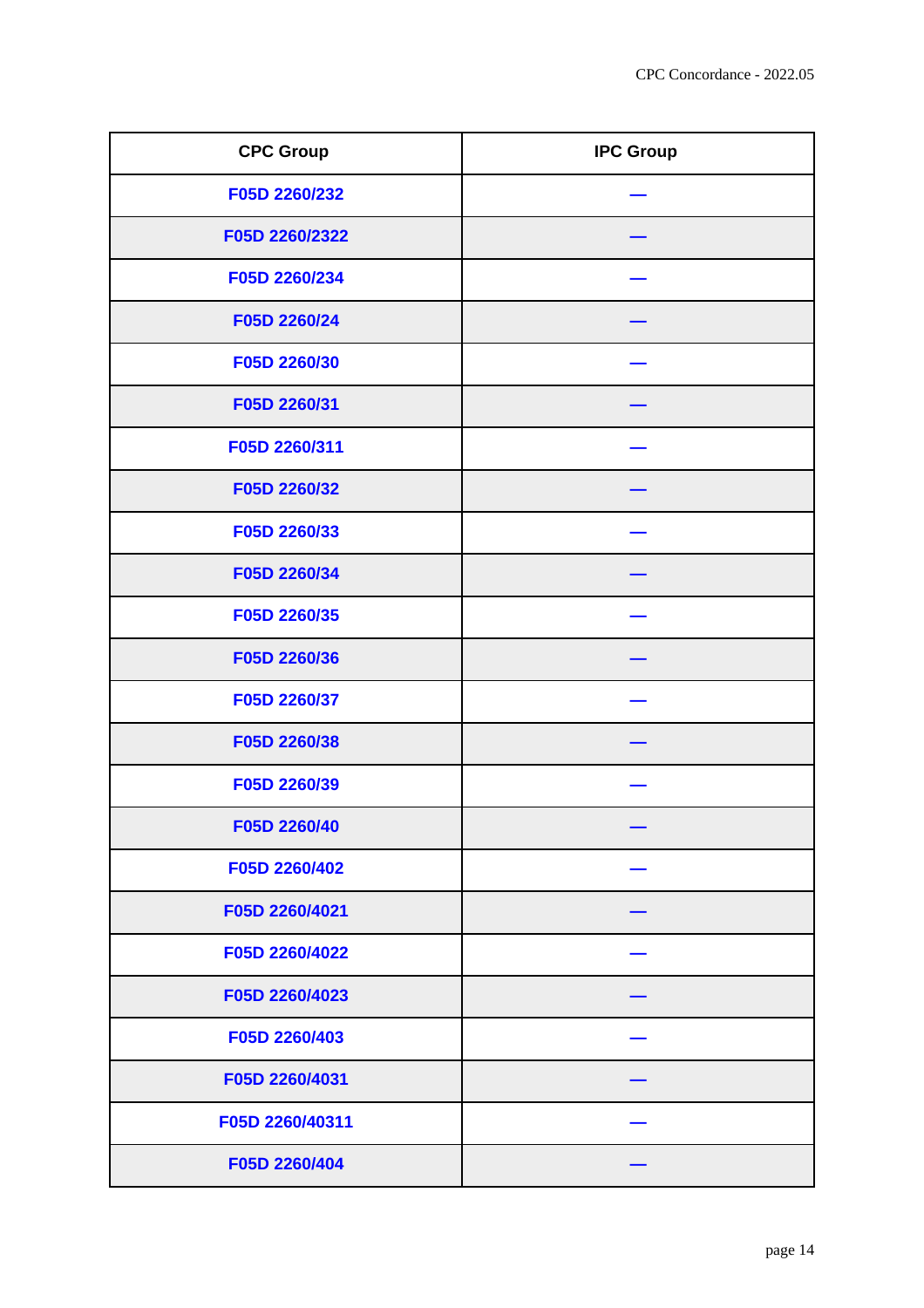| CPC Group | IPC Group |
| --- | --- |
| F05D 2260/232 | — |
| F05D 2260/2322 | — |
| F05D 2260/234 | — |
| F05D 2260/24 | — |
| F05D 2260/30 | — |
| F05D 2260/31 | — |
| F05D 2260/311 | — |
| F05D 2260/32 | — |
| F05D 2260/33 | — |
| F05D 2260/34 | — |
| F05D 2260/35 | — |
| F05D 2260/36 | — |
| F05D 2260/37 | — |
| F05D 2260/38 | — |
| F05D 2260/39 | — |
| F05D 2260/40 | — |
| F05D 2260/402 | — |
| F05D 2260/4021 | — |
| F05D 2260/4022 | — |
| F05D 2260/4023 | — |
| F05D 2260/403 | — |
| F05D 2260/4031 | — |
| F05D 2260/40311 | — |
| F05D 2260/404 | — |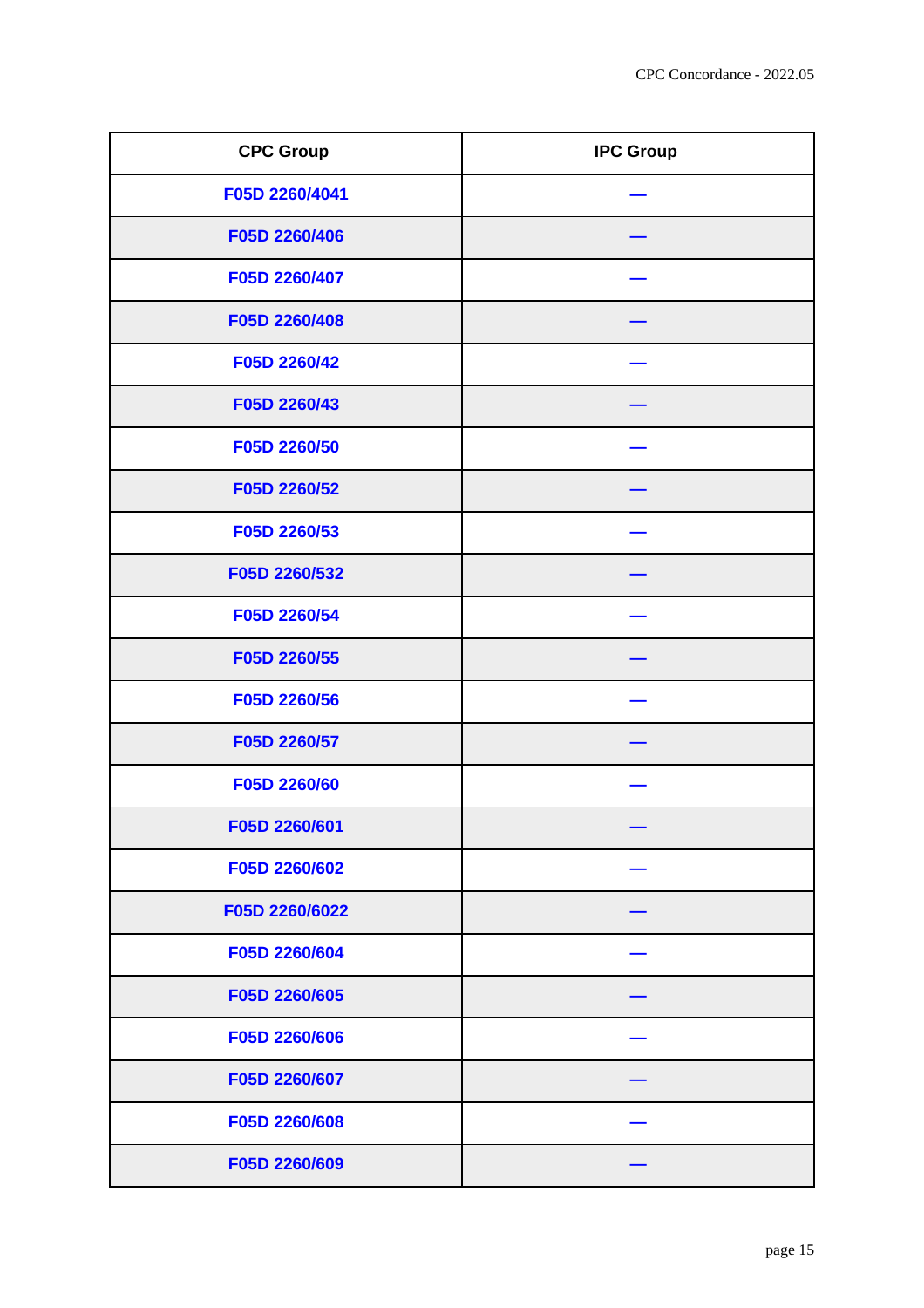| CPC Group | IPC Group |
|---|---|
| F05D 2260/4041 | — |
| F05D 2260/406 | — |
| F05D 2260/407 | — |
| F05D 2260/408 | — |
| F05D 2260/42 | — |
| F05D 2260/43 | — |
| F05D 2260/50 | — |
| F05D 2260/52 | — |
| F05D 2260/53 | — |
| F05D 2260/532 | — |
| F05D 2260/54 | — |
| F05D 2260/55 | — |
| F05D 2260/56 | — |
| F05D 2260/57 | — |
| F05D 2260/60 | — |
| F05D 2260/601 | — |
| F05D 2260/602 | — |
| F05D 2260/6022 | — |
| F05D 2260/604 | — |
| F05D 2260/605 | — |
| F05D 2260/606 | — |
| F05D 2260/607 | — |
| F05D 2260/608 | — |
| F05D 2260/609 | — |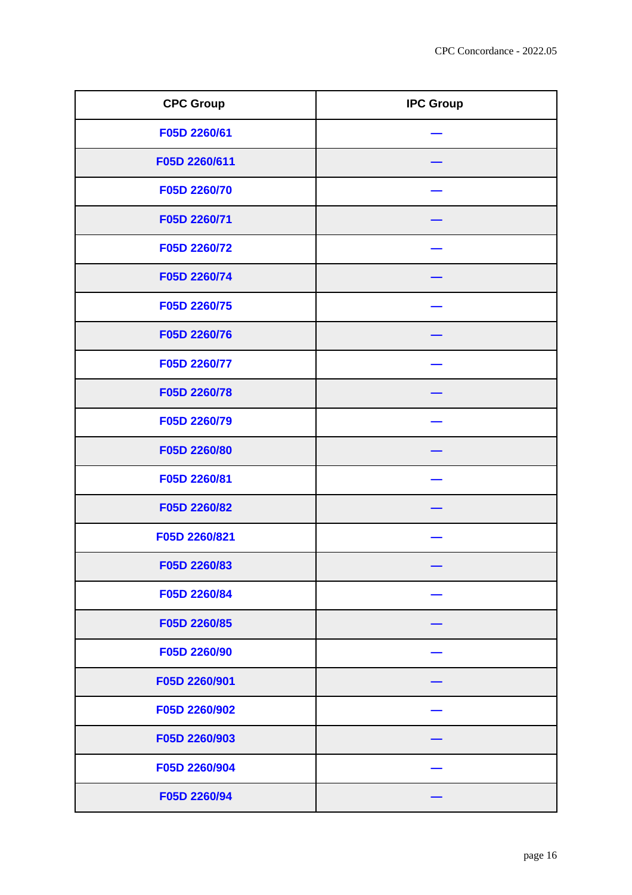| CPC Group | IPC Group |
| --- | --- |
| F05D 2260/61 | — |
| F05D 2260/611 | — |
| F05D 2260/70 | — |
| F05D 2260/71 | — |
| F05D 2260/72 | — |
| F05D 2260/74 | — |
| F05D 2260/75 | — |
| F05D 2260/76 | — |
| F05D 2260/77 | — |
| F05D 2260/78 | — |
| F05D 2260/79 | — |
| F05D 2260/80 | — |
| F05D 2260/81 | — |
| F05D 2260/82 | — |
| F05D 2260/821 | — |
| F05D 2260/83 | — |
| F05D 2260/84 | — |
| F05D 2260/85 | — |
| F05D 2260/90 | — |
| F05D 2260/901 | — |
| F05D 2260/902 | — |
| F05D 2260/903 | — |
| F05D 2260/904 | — |
| F05D 2260/94 | — |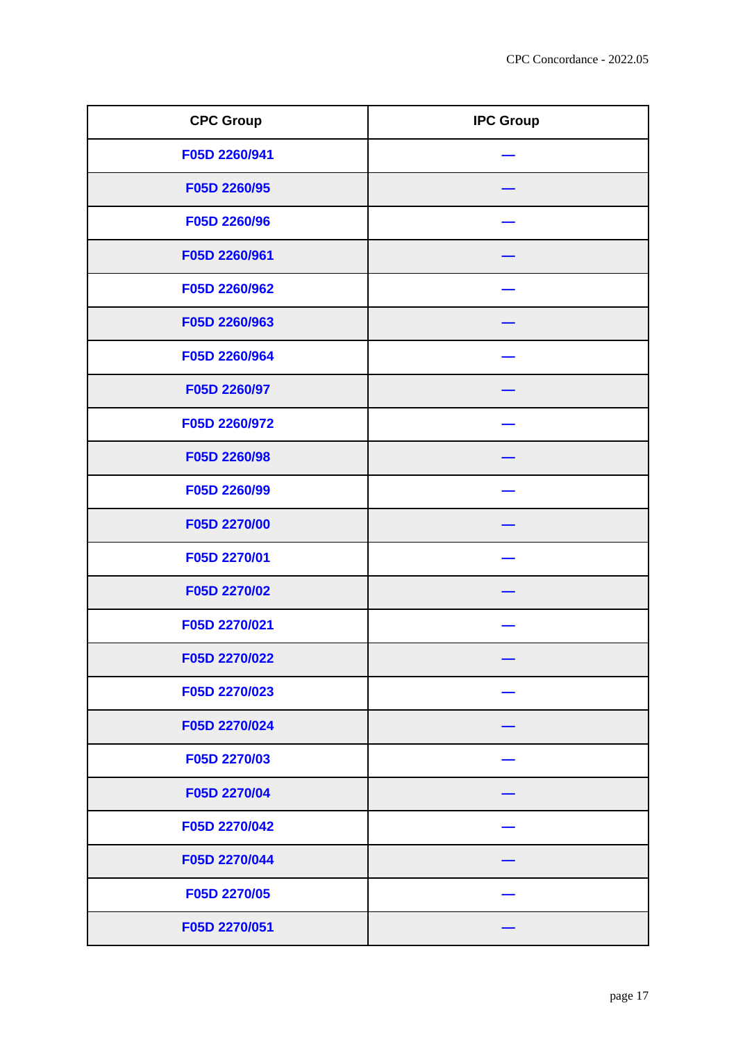| CPC Group | IPC Group |
| --- | --- |
| F05D 2260/941 | — |
| F05D 2260/95 | — |
| F05D 2260/96 | — |
| F05D 2260/961 | — |
| F05D 2260/962 | — |
| F05D 2260/963 | — |
| F05D 2260/964 | — |
| F05D 2260/97 | — |
| F05D 2260/972 | — |
| F05D 2260/98 | — |
| F05D 2260/99 | — |
| F05D 2270/00 | — |
| F05D 2270/01 | — |
| F05D 2270/02 | — |
| F05D 2270/021 | — |
| F05D 2270/022 | — |
| F05D 2270/023 | — |
| F05D 2270/024 | — |
| F05D 2270/03 | — |
| F05D 2270/04 | — |
| F05D 2270/042 | — |
| F05D 2270/044 | — |
| F05D 2270/05 | — |
| F05D 2270/051 | — |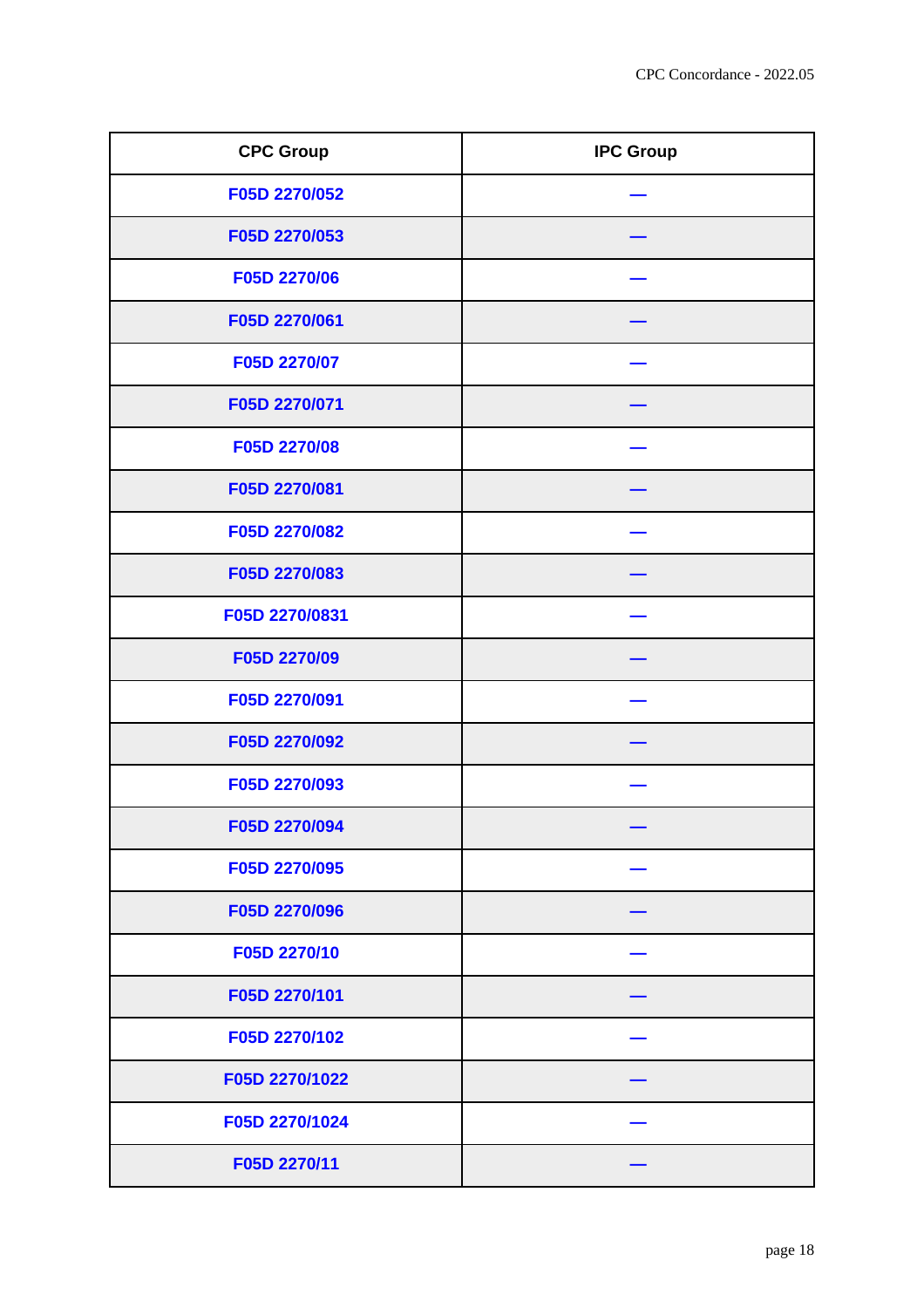| CPC Group | IPC Group |
|---|---|
| F05D 2270/052 | — |
| F05D 2270/053 | — |
| F05D 2270/06 | — |
| F05D 2270/061 | — |
| F05D 2270/07 | — |
| F05D 2270/071 | — |
| F05D 2270/08 | — |
| F05D 2270/081 | — |
| F05D 2270/082 | — |
| F05D 2270/083 | — |
| F05D 2270/0831 | — |
| F05D 2270/09 | — |
| F05D 2270/091 | — |
| F05D 2270/092 | — |
| F05D 2270/093 | — |
| F05D 2270/094 | — |
| F05D 2270/095 | — |
| F05D 2270/096 | — |
| F05D 2270/10 | — |
| F05D 2270/101 | — |
| F05D 2270/102 | — |
| F05D 2270/1022 | — |
| F05D 2270/1024 | — |
| F05D 2270/11 | — |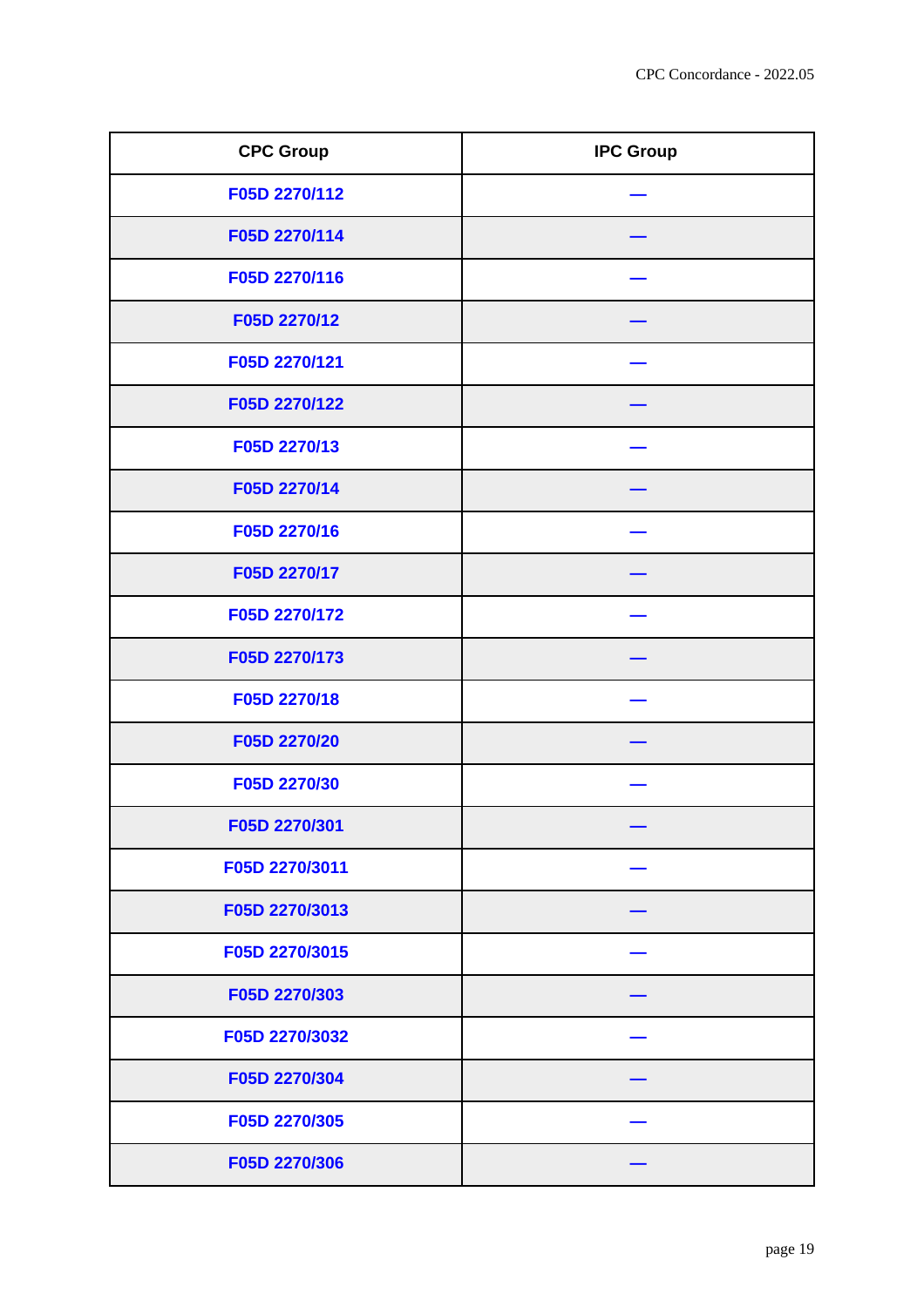| CPC Group | IPC Group |
| --- | --- |
| F05D 2270/112 | — |
| F05D 2270/114 | — |
| F05D 2270/116 | — |
| F05D 2270/12 | — |
| F05D 2270/121 | — |
| F05D 2270/122 | — |
| F05D 2270/13 | — |
| F05D 2270/14 | — |
| F05D 2270/16 | — |
| F05D 2270/17 | — |
| F05D 2270/172 | — |
| F05D 2270/173 | — |
| F05D 2270/18 | — |
| F05D 2270/20 | — |
| F05D 2270/30 | — |
| F05D 2270/301 | — |
| F05D 2270/3011 | — |
| F05D 2270/3013 | — |
| F05D 2270/3015 | — |
| F05D 2270/303 | — |
| F05D 2270/3032 | — |
| F05D 2270/304 | — |
| F05D 2270/305 | — |
| F05D 2270/306 | — |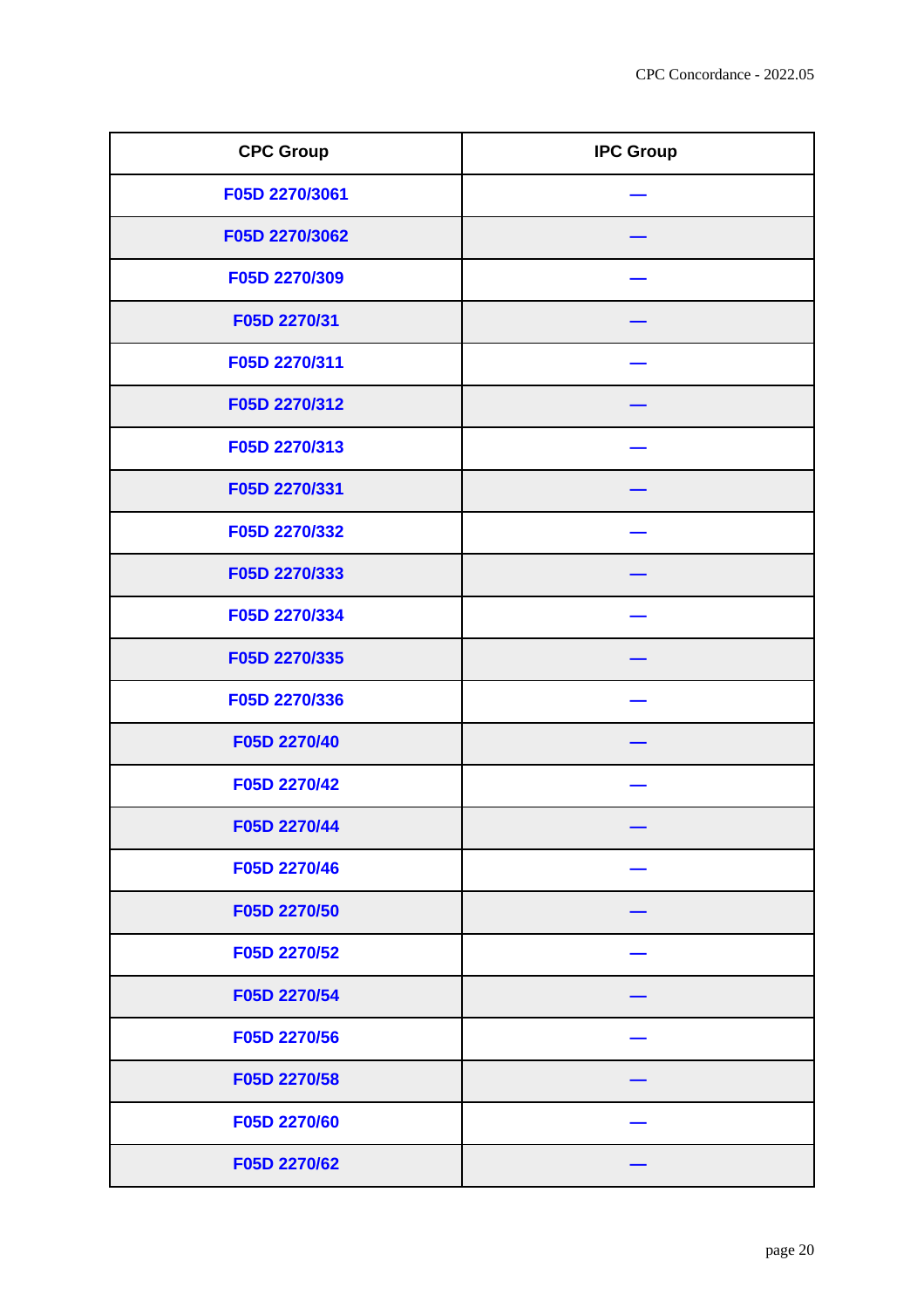| CPC Group | IPC Group |
| --- | --- |
| F05D 2270/3061 | — |
| F05D 2270/3062 | — |
| F05D 2270/309 | — |
| F05D 2270/31 | — |
| F05D 2270/311 | — |
| F05D 2270/312 | — |
| F05D 2270/313 | — |
| F05D 2270/331 | — |
| F05D 2270/332 | — |
| F05D 2270/333 | — |
| F05D 2270/334 | — |
| F05D 2270/335 | — |
| F05D 2270/336 | — |
| F05D 2270/40 | — |
| F05D 2270/42 | — |
| F05D 2270/44 | — |
| F05D 2270/46 | — |
| F05D 2270/50 | — |
| F05D 2270/52 | — |
| F05D 2270/54 | — |
| F05D 2270/56 | — |
| F05D 2270/58 | — |
| F05D 2270/60 | — |
| F05D 2270/62 | — |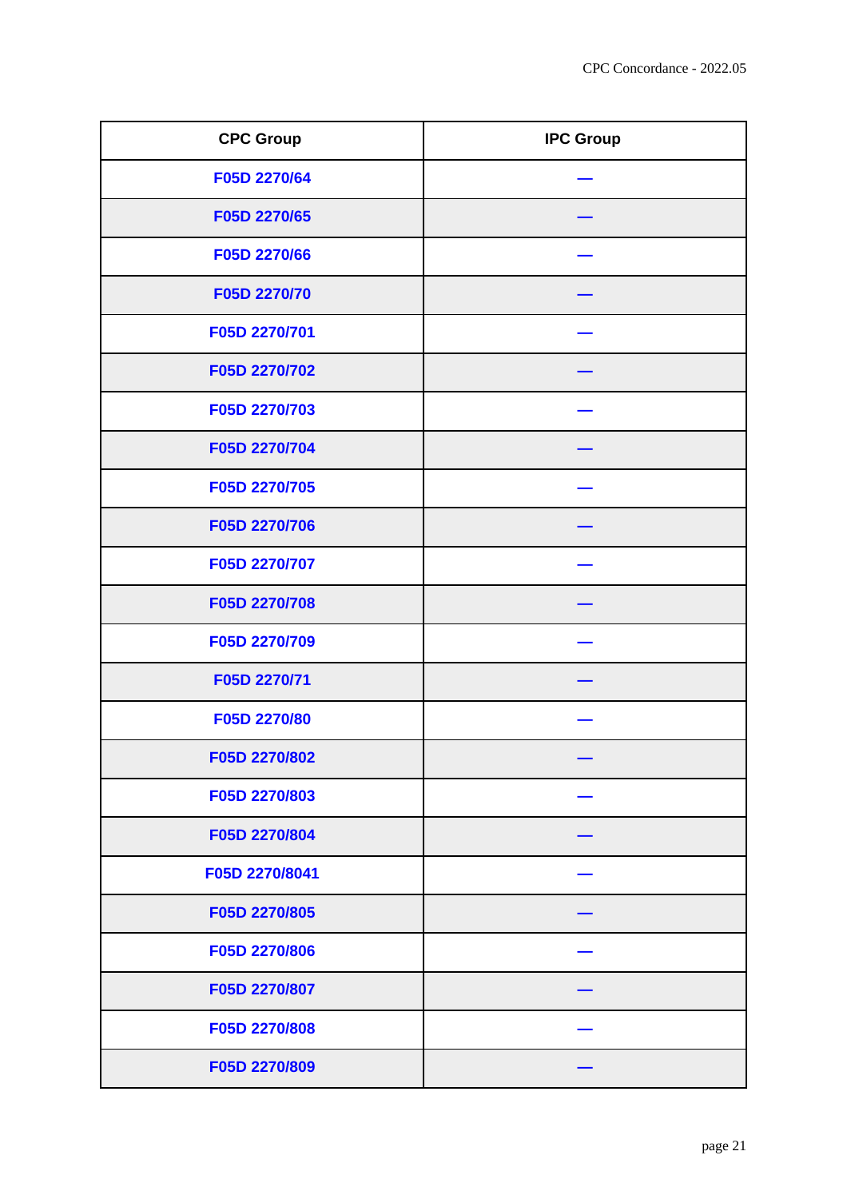| CPC Group | IPC Group |
| --- | --- |
| F05D 2270/64 | — |
| F05D 2270/65 | — |
| F05D 2270/66 | — |
| F05D 2270/70 | — |
| F05D 2270/701 | — |
| F05D 2270/702 | — |
| F05D 2270/703 | — |
| F05D 2270/704 | — |
| F05D 2270/705 | — |
| F05D 2270/706 | — |
| F05D 2270/707 | — |
| F05D 2270/708 | — |
| F05D 2270/709 | — |
| F05D 2270/71 | — |
| F05D 2270/80 | — |
| F05D 2270/802 | — |
| F05D 2270/803 | — |
| F05D 2270/804 | — |
| F05D 2270/8041 | — |
| F05D 2270/805 | — |
| F05D 2270/806 | — |
| F05D 2270/807 | — |
| F05D 2270/808 | — |
| F05D 2270/809 | — |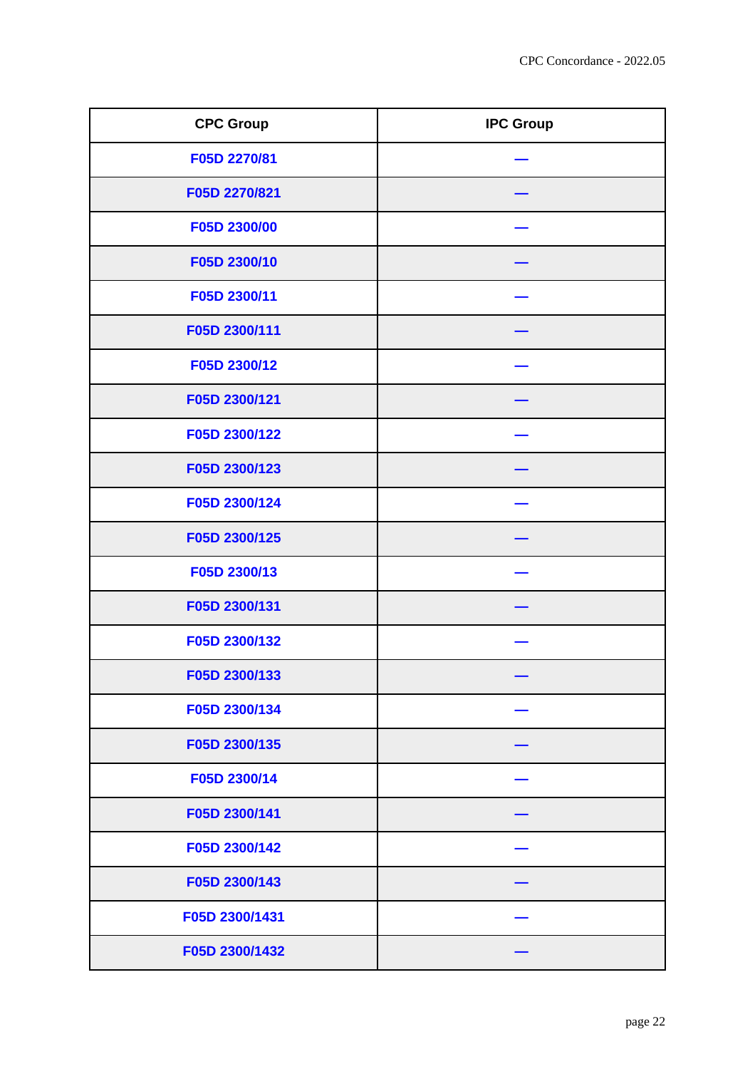| CPC Group | IPC Group |
| --- | --- |
| F05D 2270/81 | — |
| F05D 2270/821 | — |
| F05D 2300/00 | — |
| F05D 2300/10 | — |
| F05D 2300/11 | — |
| F05D 2300/111 | — |
| F05D 2300/12 | — |
| F05D 2300/121 | — |
| F05D 2300/122 | — |
| F05D 2300/123 | — |
| F05D 2300/124 | — |
| F05D 2300/125 | — |
| F05D 2300/13 | — |
| F05D 2300/131 | — |
| F05D 2300/132 | — |
| F05D 2300/133 | — |
| F05D 2300/134 | — |
| F05D 2300/135 | — |
| F05D 2300/14 | — |
| F05D 2300/141 | — |
| F05D 2300/142 | — |
| F05D 2300/143 | — |
| F05D 2300/1431 | — |
| F05D 2300/1432 | — |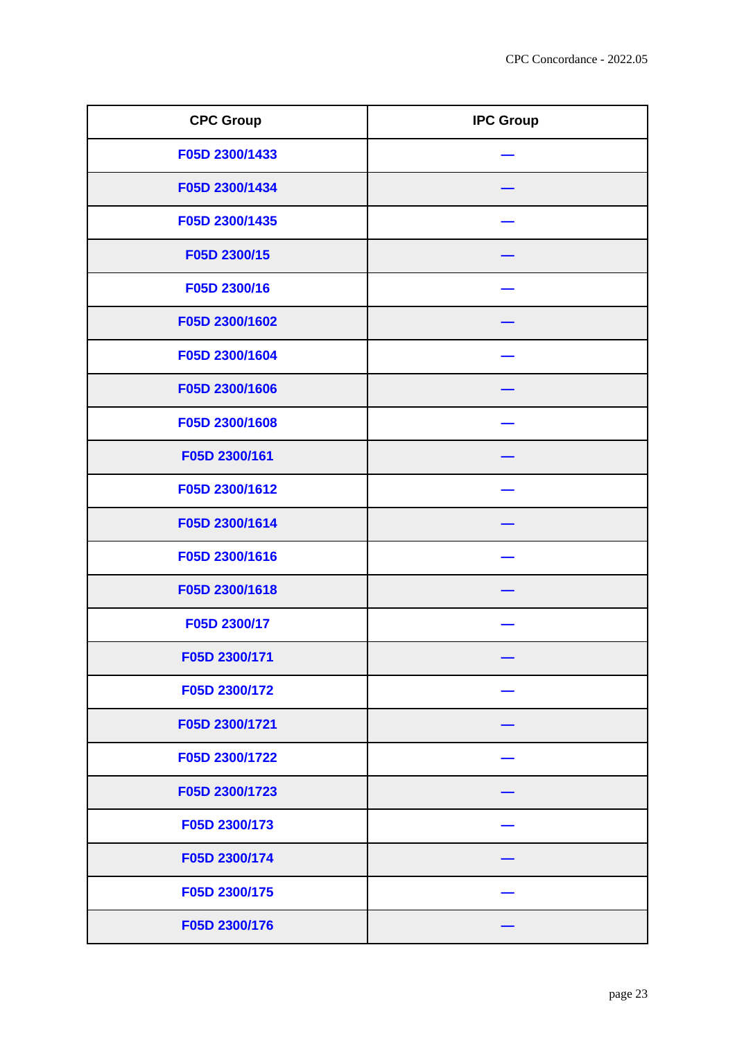| CPC Group | IPC Group |
| --- | --- |
| F05D 2300/1433 | — |
| F05D 2300/1434 | — |
| F05D 2300/1435 | — |
| F05D 2300/15 | — |
| F05D 2300/16 | — |
| F05D 2300/1602 | — |
| F05D 2300/1604 | — |
| F05D 2300/1606 | — |
| F05D 2300/1608 | — |
| F05D 2300/161 | — |
| F05D 2300/1612 | — |
| F05D 2300/1614 | — |
| F05D 2300/1616 | — |
| F05D 2300/1618 | — |
| F05D 2300/17 | — |
| F05D 2300/171 | — |
| F05D 2300/172 | — |
| F05D 2300/1721 | — |
| F05D 2300/1722 | — |
| F05D 2300/1723 | — |
| F05D 2300/173 | — |
| F05D 2300/174 | — |
| F05D 2300/175 | — |
| F05D 2300/176 | — |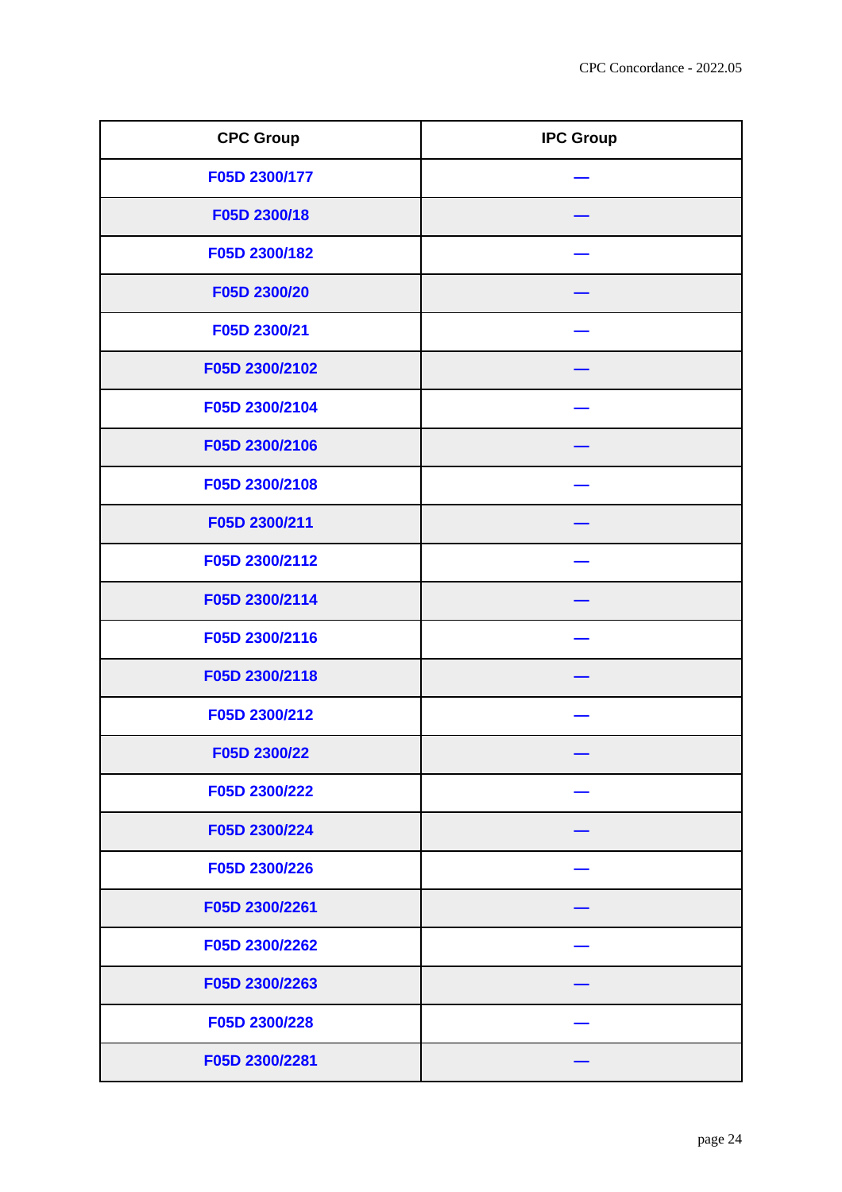| CPC Group | IPC Group |
| --- | --- |
| F05D 2300/177 | — |
| F05D 2300/18 | — |
| F05D 2300/182 | — |
| F05D 2300/20 | — |
| F05D 2300/21 | — |
| F05D 2300/2102 | — |
| F05D 2300/2104 | — |
| F05D 2300/2106 | — |
| F05D 2300/2108 | — |
| F05D 2300/211 | — |
| F05D 2300/2112 | — |
| F05D 2300/2114 | — |
| F05D 2300/2116 | — |
| F05D 2300/2118 | — |
| F05D 2300/212 | — |
| F05D 2300/22 | — |
| F05D 2300/222 | — |
| F05D 2300/224 | — |
| F05D 2300/226 | — |
| F05D 2300/2261 | — |
| F05D 2300/2262 | — |
| F05D 2300/2263 | — |
| F05D 2300/228 | — |
| F05D 2300/2281 | — |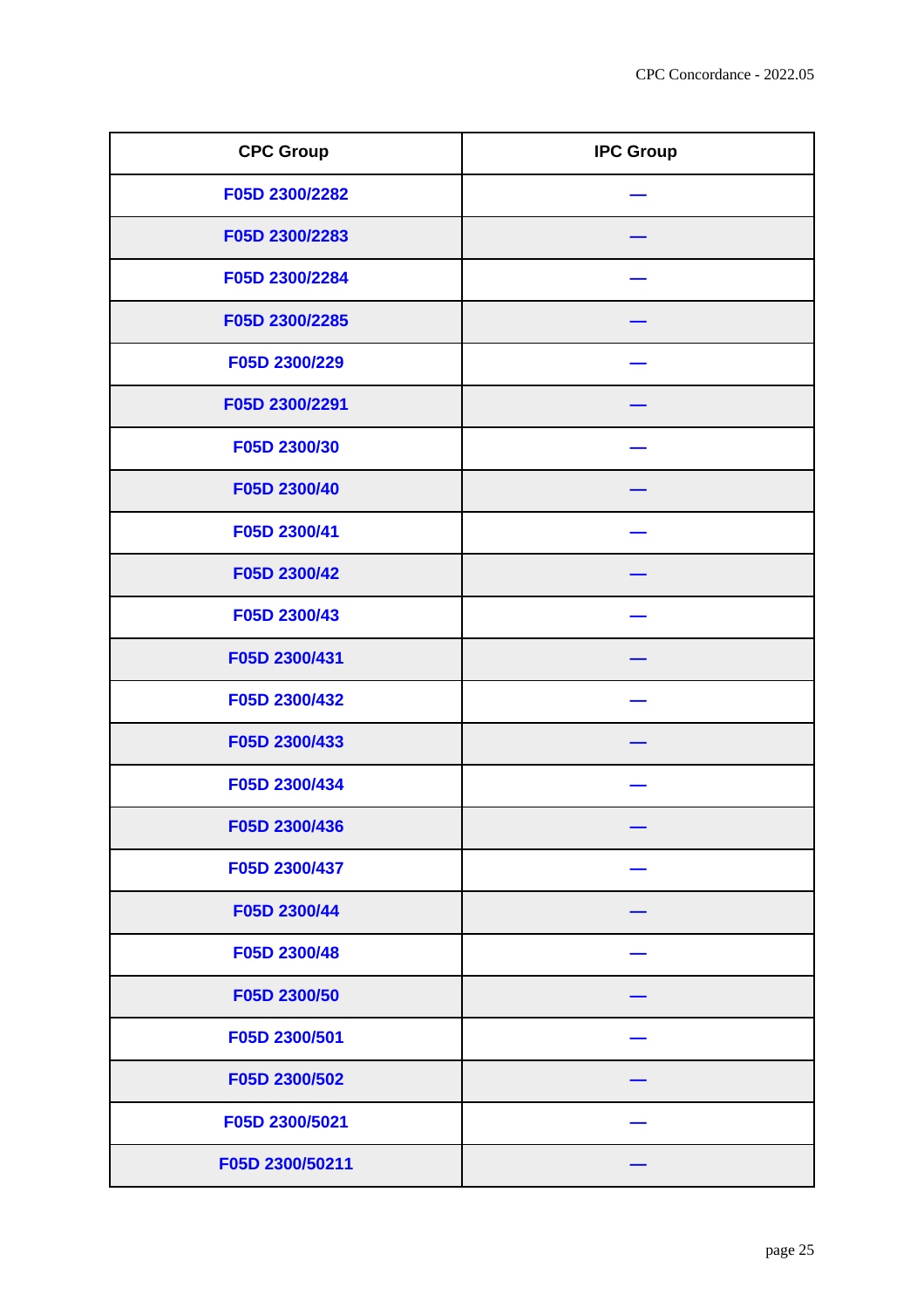| CPC Group | IPC Group |
| --- | --- |
| F05D 2300/2282 | — |
| F05D 2300/2283 | — |
| F05D 2300/2284 | — |
| F05D 2300/2285 | — |
| F05D 2300/229 | — |
| F05D 2300/2291 | — |
| F05D 2300/30 | — |
| F05D 2300/40 | — |
| F05D 2300/41 | — |
| F05D 2300/42 | — |
| F05D 2300/43 | — |
| F05D 2300/431 | — |
| F05D 2300/432 | — |
| F05D 2300/433 | — |
| F05D 2300/434 | — |
| F05D 2300/436 | — |
| F05D 2300/437 | — |
| F05D 2300/44 | — |
| F05D 2300/48 | — |
| F05D 2300/50 | — |
| F05D 2300/501 | — |
| F05D 2300/502 | — |
| F05D 2300/5021 | — |
| F05D 2300/50211 | — |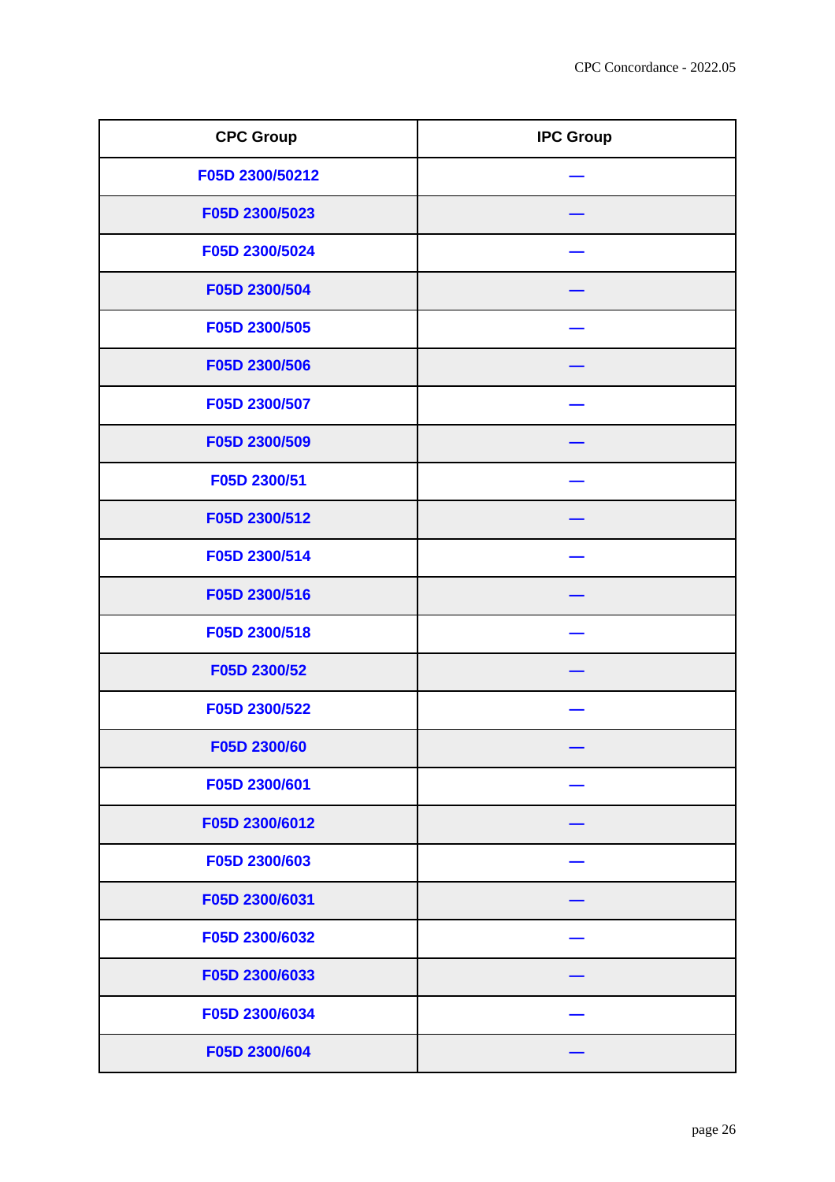| CPC Group | IPC Group |
| --- | --- |
| F05D 2300/50212 | — |
| F05D 2300/5023 | — |
| F05D 2300/5024 | — |
| F05D 2300/504 | — |
| F05D 2300/505 | — |
| F05D 2300/506 | — |
| F05D 2300/507 | — |
| F05D 2300/509 | — |
| F05D 2300/51 | — |
| F05D 2300/512 | — |
| F05D 2300/514 | — |
| F05D 2300/516 | — |
| F05D 2300/518 | — |
| F05D 2300/52 | — |
| F05D 2300/522 | — |
| F05D 2300/60 | — |
| F05D 2300/601 | — |
| F05D 2300/6012 | — |
| F05D 2300/603 | — |
| F05D 2300/6031 | — |
| F05D 2300/6032 | — |
| F05D 2300/6033 | — |
| F05D 2300/6034 | — |
| F05D 2300/604 | — |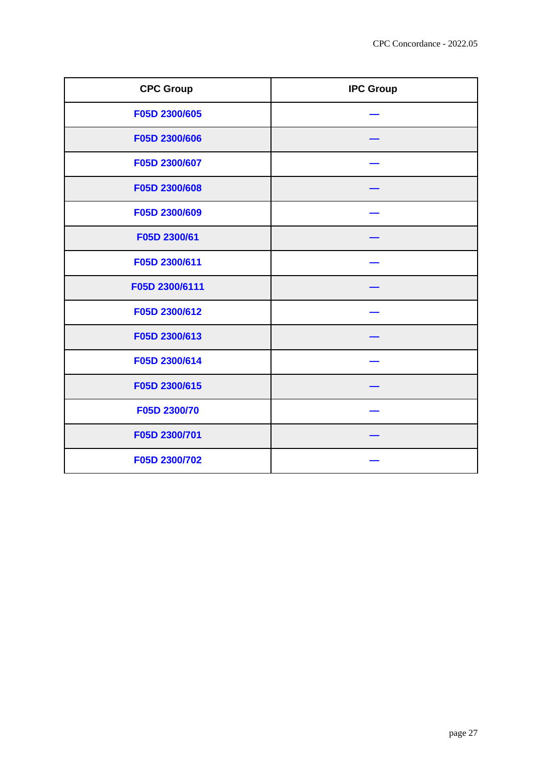| CPC Group | IPC Group |
| --- | --- |
| F05D 2300/605 | — |
| F05D 2300/606 | — |
| F05D 2300/607 | — |
| F05D 2300/608 | — |
| F05D 2300/609 | — |
| F05D 2300/61 | — |
| F05D 2300/611 | — |
| F05D 2300/6111 | — |
| F05D 2300/612 | — |
| F05D 2300/613 | — |
| F05D 2300/614 | — |
| F05D 2300/615 | — |
| F05D 2300/70 | — |
| F05D 2300/701 | — |
| F05D 2300/702 | — |